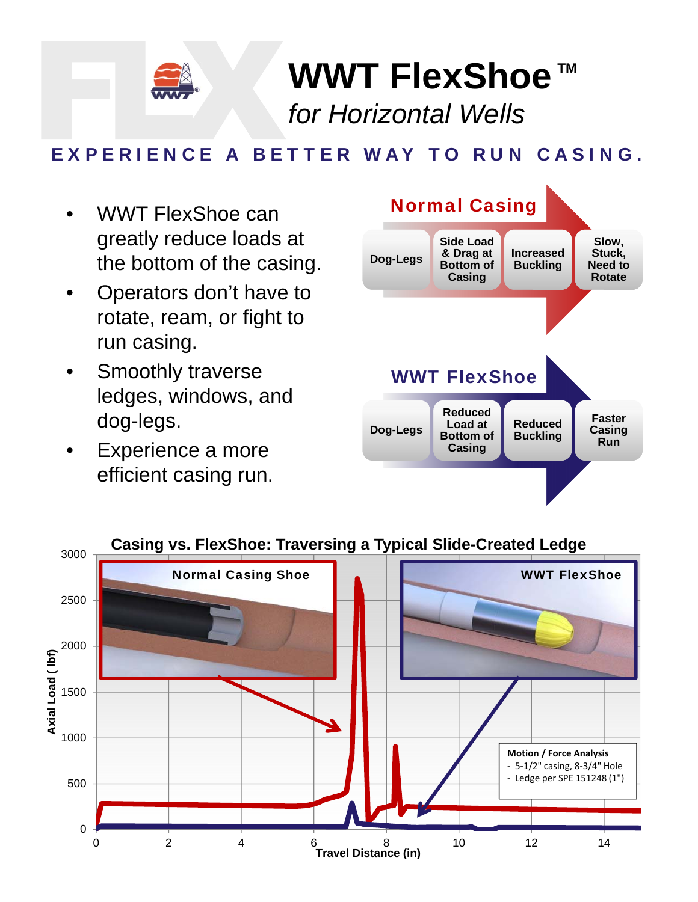# WWT FlexShoe™

*for Horizontal Wells*

**EXPERIENCE A BETTER WAY TO RUN CASING.**

- WWT FlexShoe can greatly reduce loads at the bottom of the casing.
- Operators don't have to rotate, ream, or fight to run casing.
- Smoothly traverse ledges, windows, and dog-legs.
- Experience a more efficient casing run.

**Normal Casing**

Dog-Legs → Side Load & Drag at Bottom of Casing → Increased Buckling → Slow, Stuck, Need to Rotate

**WWT FlexShoe**

Dog-Legs → Reduced Load at Bottom of Casing → Reduced Buckling → Faster Casing Run

**Casing vs. FlexShoe: Traversing a Typical Slide-Created Ledge**

Normal Casing Shoe

WWT FlexShoe

Motion / Force Analysis
- 5-1/2" casing, 8-3/4" Hole
- Ledge per SPE 151248 (1")

Axial Load (lbf): 0, 500, 1000, 1500, 2000, 2500, 3000

Travel Distance (in): 0, 2, 4, 6, 8, 10, 12, 14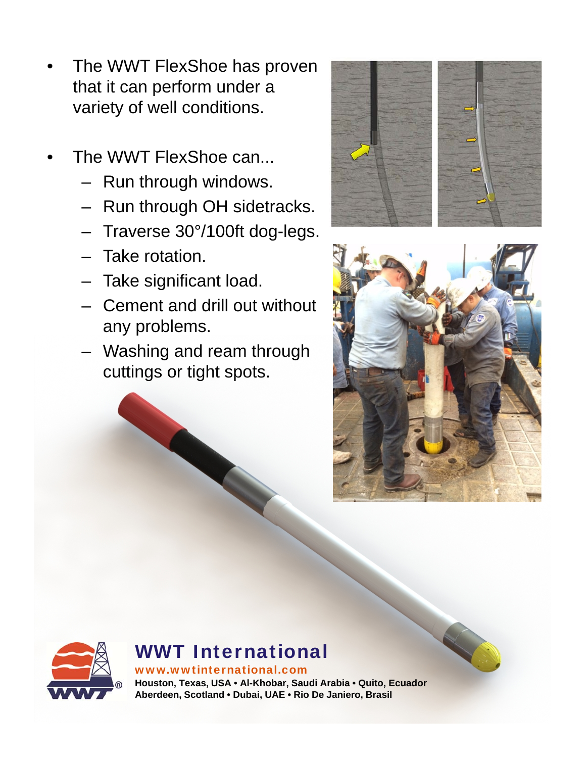- The WWT FlexShoe has proven that it can perform under a variety of well conditions.

- The WWT FlexShoe can...
  - Run through windows.
  - Run through OH sidetracks.
  - Traverse 30°/100ft dog-legs.
  - Take rotation.
  - Take significant load.
  - Cement and drill out without any problems.
  - Washing and ream through cuttings or tight spots.

**WWT International**

**www.wwtinternational.com**

**Houston, Texas, USA • Al-Khobar, Saudi Arabia • Quito, Ecuador**
**Aberdeen, Scotland • Dubai, UAE • Rio De Janiero, Brasil**